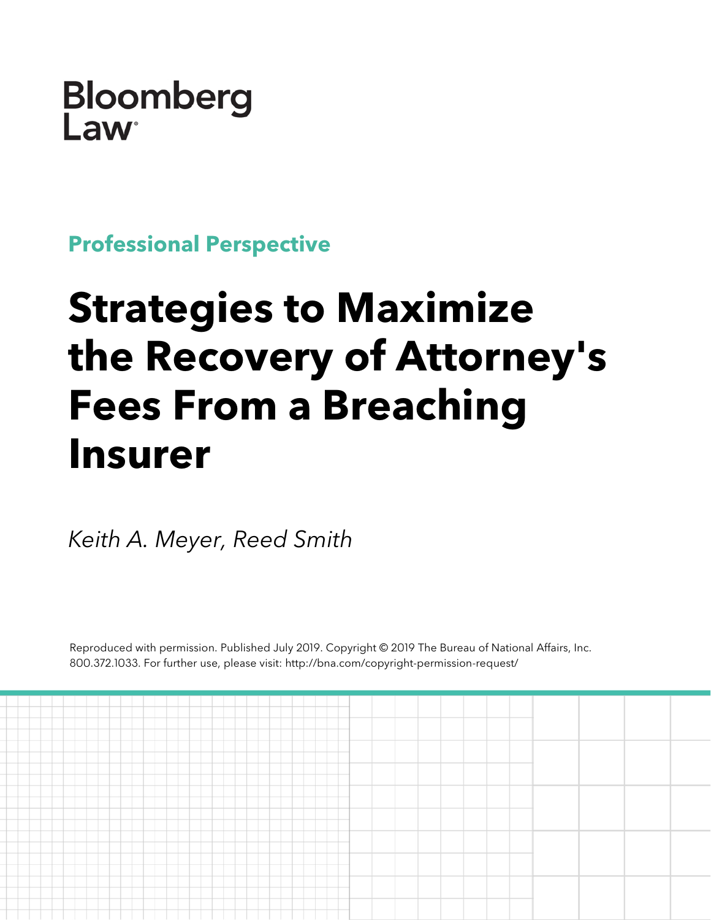Bloomberg Law

**Professional Perspective**

# Strategies to Maximize the Recovery of Attorney's Fees From a Breaching Insurer

*Keith A. Meyer, Reed Smith*

Reproduced with permission. Published July 2019. Copyright © 2019 The Bureau of National Affairs, Inc. 800.372.1033. For further use, please visit: http://bna.com/copyright-permission-request/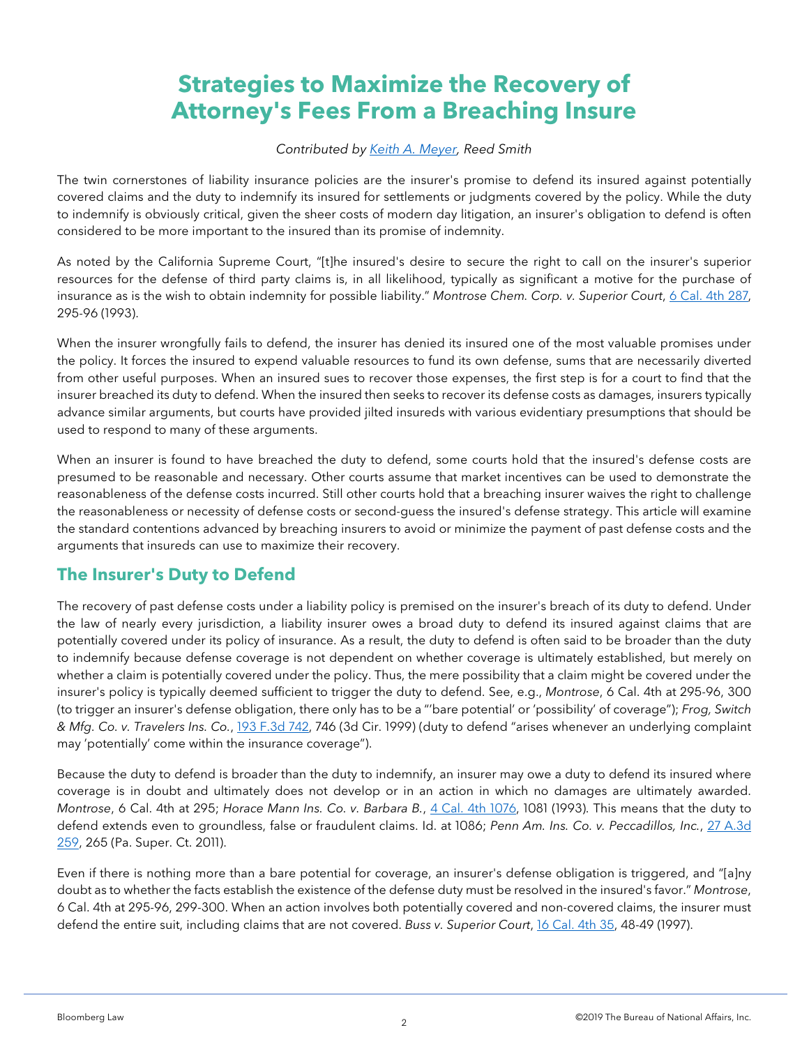# Strategies to Maximize the Recovery of Attorney's Fees From a Breaching Insure

*Contributed by Keith A. Meyer, Reed Smith*

The twin cornerstones of liability insurance policies are the insurer's promise to defend its insured against potentially covered claims and the duty to indemnify its insured for settlements or judgments covered by the policy. While the duty to indemnify is obviously critical, given the sheer costs of modern day litigation, an insurer's obligation to defend is often considered to be more important to the insured than its promise of indemnity.

As noted by the California Supreme Court, "[t]he insured's desire to secure the right to call on the insurer's superior resources for the defense of third party claims is, in all likelihood, typically as significant a motive for the purchase of insurance as is the wish to obtain indemnity for possible liability." *Montrose Chem. Corp. v. Superior Court*, 6 Cal. 4th 287, 295-96 (1993).

When the insurer wrongfully fails to defend, the insurer has denied its insured one of the most valuable promises under the policy. It forces the insured to expend valuable resources to fund its own defense, sums that are necessarily diverted from other useful purposes. When an insured sues to recover those expenses, the first step is for a court to find that the insurer breached its duty to defend. When the insured then seeks to recover its defense costs as damages, insurers typically advance similar arguments, but courts have provided jilted insureds with various evidentiary presumptions that should be used to respond to many of these arguments.

When an insurer is found to have breached the duty to defend, some courts hold that the insured's defense costs are presumed to be reasonable and necessary. Other courts assume that market incentives can be used to demonstrate the reasonableness of the defense costs incurred. Still other courts hold that a breaching insurer waives the right to challenge the reasonableness or necessity of defense costs or second-guess the insured's defense strategy. This article will examine the standard contentions advanced by breaching insurers to avoid or minimize the payment of past defense costs and the arguments that insureds can use to maximize their recovery.

## The Insurer's Duty to Defend

The recovery of past defense costs under a liability policy is premised on the insurer's breach of its duty to defend. Under the law of nearly every jurisdiction, a liability insurer owes a broad duty to defend its insured against claims that are potentially covered under its policy of insurance. As a result, the duty to defend is often said to be broader than the duty to indemnify because defense coverage is not dependent on whether coverage is ultimately established, but merely on whether a claim is potentially covered under the policy. Thus, the mere possibility that a claim might be covered under the insurer's policy is typically deemed sufficient to trigger the duty to defend. See, e.g., *Montrose*, 6 Cal. 4th at 295-96, 300 (to trigger an insurer's defense obligation, there only has to be a "'bare potential' or 'possibility' of coverage"); *Frog, Switch & Mfg. Co. v. Travelers Ins. Co.*, 193 F.3d 742, 746 (3d Cir. 1999) (duty to defend "arises whenever an underlying complaint may 'potentially' come within the insurance coverage").

Because the duty to defend is broader than the duty to indemnify, an insurer may owe a duty to defend its insured where coverage is in doubt and ultimately does not develop or in an action in which no damages are ultimately awarded. *Montrose*, 6 Cal. 4th at 295; *Horace Mann Ins. Co. v. Barbara B.*, 4 Cal. 4th 1076, 1081 (1993). This means that the duty to defend extends even to groundless, false or fraudulent claims. Id. at 1086; *Penn Am. Ins. Co. v. Peccadillos, Inc.*, 27 A.3d 259, 265 (Pa. Super. Ct. 2011).

Even if there is nothing more than a bare potential for coverage, an insurer's defense obligation is triggered, and "[a]ny doubt as to whether the facts establish the existence of the defense duty must be resolved in the insured's favor." *Montrose*, 6 Cal. 4th at 295-96, 299-300. When an action involves both potentially covered and non-covered claims, the insurer must defend the entire suit, including claims that are not covered. *Buss v. Superior Court*, 16 Cal. 4th 35, 48-49 (1997).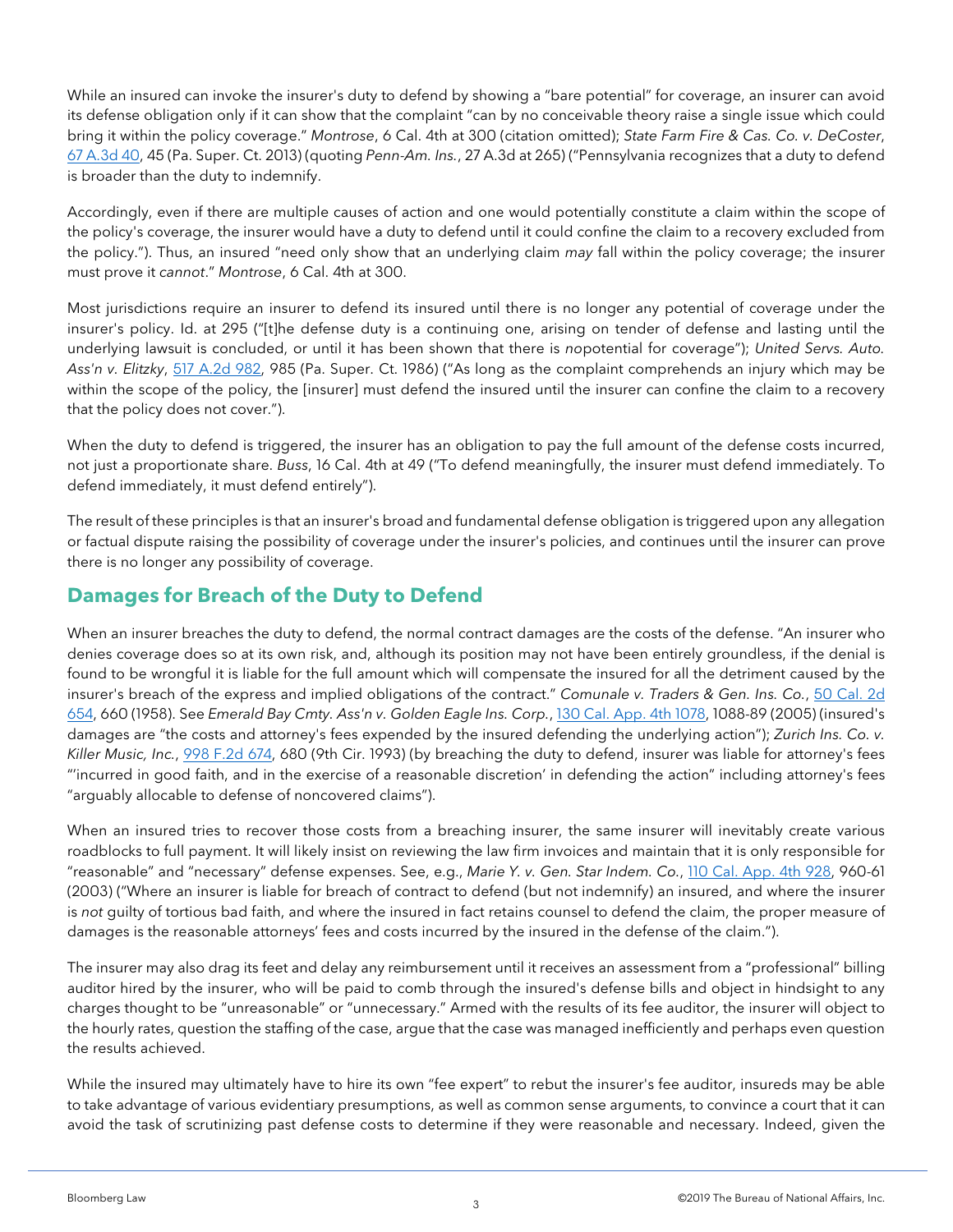While an insured can invoke the insurer's duty to defend by showing a "bare potential" for coverage, an insurer can avoid its defense obligation only if it can show that the complaint "can by no conceivable theory raise a single issue which could bring it within the policy coverage." *Montrose*, 6 Cal. 4th at 300 (citation omitted); *State Farm Fire & Cas. Co. v. DeCoster*, 67 A.3d 40, 45 (Pa. Super. Ct. 2013) (quoting *Penn-Am. Ins.*, 27 A.3d at 265) ("Pennsylvania recognizes that a duty to defend is broader than the duty to indemnify.

Accordingly, even if there are multiple causes of action and one would potentially constitute a claim within the scope of the policy's coverage, the insurer would have a duty to defend until it could confine the claim to a recovery excluded from the policy."). Thus, an insured "need only show that an underlying claim *may* fall within the policy coverage; the insurer must prove it *cannot*." *Montrose*, 6 Cal. 4th at 300.

Most jurisdictions require an insurer to defend its insured until there is no longer any potential of coverage under the insurer's policy. Id. at 295 ("[t]he defense duty is a continuing one, arising on tender of defense and lasting until the underlying lawsuit is concluded, or until it has been shown that there is *no*potential for coverage"); *United Servs. Auto. Ass'n v. Elitzky*, 517 A.2d 982, 985 (Pa. Super. Ct. 1986) ("As long as the complaint comprehends an injury which may be within the scope of the policy, the [insurer] must defend the insured until the insurer can confine the claim to a recovery that the policy does not cover.").

When the duty to defend is triggered, the insurer has an obligation to pay the full amount of the defense costs incurred, not just a proportionate share. *Buss*, 16 Cal. 4th at 49 ("To defend meaningfully, the insurer must defend immediately. To defend immediately, it must defend entirely").

The result of these principles is that an insurer's broad and fundamental defense obligation is triggered upon any allegation or factual dispute raising the possibility of coverage under the insurer's policies, and continues until the insurer can prove there is no longer any possibility of coverage.

## Damages for Breach of the Duty to Defend

When an insurer breaches the duty to defend, the normal contract damages are the costs of the defense. "An insurer who denies coverage does so at its own risk, and, although its position may not have been entirely groundless, if the denial is found to be wrongful it is liable for the full amount which will compensate the insured for all the detriment caused by the insurer's breach of the express and implied obligations of the contract." *Comunale v. Traders & Gen. Ins. Co.*, 50 Cal. 2d 654, 660 (1958). See *Emerald Bay Cmty. Ass'n v. Golden Eagle Ins. Corp.*, 130 Cal. App. 4th 1078, 1088-89 (2005) (insured's damages are "the costs and attorney's fees expended by the insured defending the underlying action"); *Zurich Ins. Co. v. Killer Music, Inc.*, 998 F.2d 674, 680 (9th Cir. 1993) (by breaching the duty to defend, insurer was liable for attorney's fees "'incurred in good faith, and in the exercise of a reasonable discretion' in defending the action" including attorney's fees "arguably allocable to defense of noncovered claims").

When an insured tries to recover those costs from a breaching insurer, the same insurer will inevitably create various roadblocks to full payment. It will likely insist on reviewing the law firm invoices and maintain that it is only responsible for "reasonable" and "necessary" defense expenses. See, e.g., *Marie Y. v. Gen. Star Indem. Co.*, 110 Cal. App. 4th 928, 960-61 (2003) ("Where an insurer is liable for breach of contract to defend (but not indemnify) an insured, and where the insurer is *not* guilty of tortious bad faith, and where the insured in fact retains counsel to defend the claim, the proper measure of damages is the reasonable attorneys' fees and costs incurred by the insured in the defense of the claim.").

The insurer may also drag its feet and delay any reimbursement until it receives an assessment from a "professional" billing auditor hired by the insurer, who will be paid to comb through the insured's defense bills and object in hindsight to any charges thought to be "unreasonable" or "unnecessary." Armed with the results of its fee auditor, the insurer will object to the hourly rates, question the staffing of the case, argue that the case was managed inefficiently and perhaps even question the results achieved.

While the insured may ultimately have to hire its own "fee expert" to rebut the insurer's fee auditor, insureds may be able to take advantage of various evidentiary presumptions, as well as common sense arguments, to convince a court that it can avoid the task of scrutinizing past defense costs to determine if they were reasonable and necessary. Indeed, given the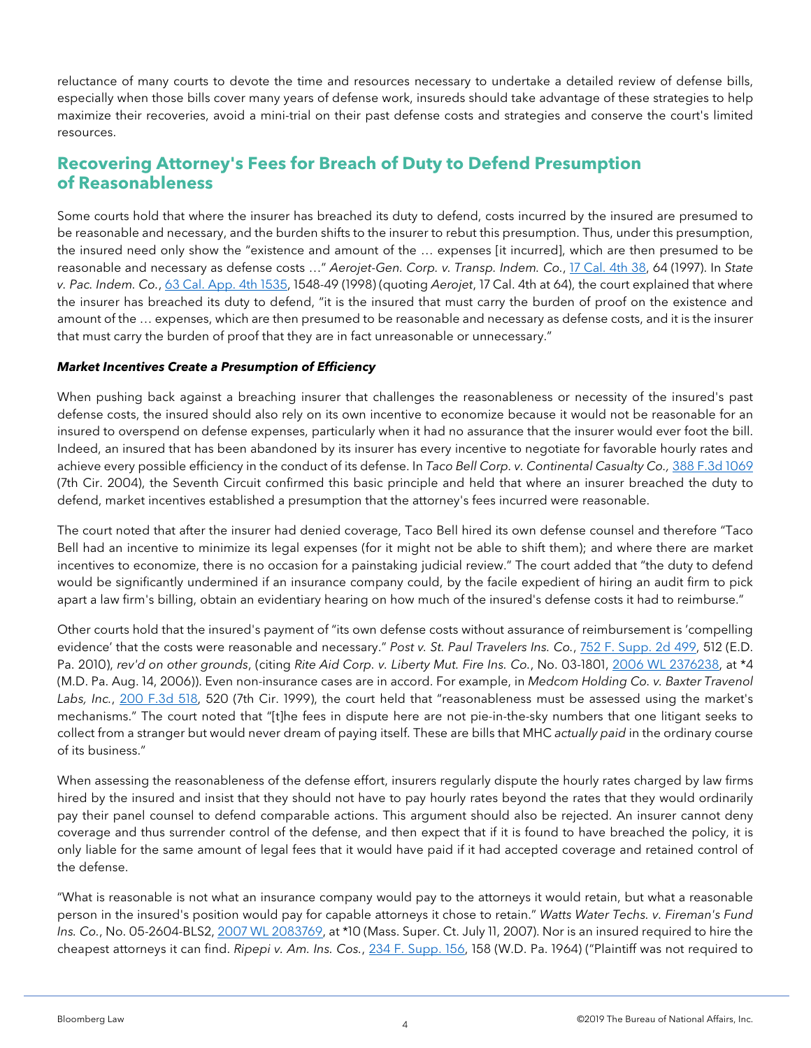reluctance of many courts to devote the time and resources necessary to undertake a detailed review of defense bills, especially when those bills cover many years of defense work, insureds should take advantage of these strategies to help maximize their recoveries, avoid a mini-trial on their past defense costs and strategies and conserve the court's limited resources.

## Recovering Attorney's Fees for Breach of Duty to Defend Presumption of Reasonableness

Some courts hold that where the insurer has breached its duty to defend, costs incurred by the insured are presumed to be reasonable and necessary, and the burden shifts to the insurer to rebut this presumption. Thus, under this presumption, the insured need only show the "existence and amount of the … expenses [it incurred], which are then presumed to be reasonable and necessary as defense costs …" *Aerojet-Gen. Corp. v. Transp. Indem. Co.*, 17 Cal. 4th 38, 64 (1997). In *State v. Pac. Indem. Co.*, 63 Cal. App. 4th 1535, 1548-49 (1998) (quoting *Aerojet*, 17 Cal. 4th at 64), the court explained that where the insurer has breached its duty to defend, "it is the insured that must carry the burden of proof on the existence and amount of the … expenses, which are then presumed to be reasonable and necessary as defense costs, and it is the insurer that must carry the burden of proof that they are in fact unreasonable or unnecessary."

***Market Incentives Create a Presumption of Efficiency***

When pushing back against a breaching insurer that challenges the reasonableness or necessity of the insured's past defense costs, the insured should also rely on its own incentive to economize because it would not be reasonable for an insured to overspend on defense expenses, particularly when it had no assurance that the insurer would ever foot the bill. Indeed, an insured that has been abandoned by its insurer has every incentive to negotiate for favorable hourly rates and achieve every possible efficiency in the conduct of its defense. In *Taco Bell Corp. v. Continental Casualty Co.*, 388 F.3d 1069 (7th Cir. 2004), the Seventh Circuit confirmed this basic principle and held that where an insurer breached the duty to defend, market incentives established a presumption that the attorney's fees incurred were reasonable.

The court noted that after the insurer had denied coverage, Taco Bell hired its own defense counsel and therefore "Taco Bell had an incentive to minimize its legal expenses (for it might not be able to shift them); and where there are market incentives to economize, there is no occasion for a painstaking judicial review." The court added that "the duty to defend would be significantly undermined if an insurance company could, by the facile expedient of hiring an audit firm to pick apart a law firm's billing, obtain an evidentiary hearing on how much of the insured's defense costs it had to reimburse."

Other courts hold that the insured's payment of "its own defense costs without assurance of reimbursement is 'compelling evidence' that the costs were reasonable and necessary." *Post v. St. Paul Travelers Ins. Co.*, 752 F. Supp. 2d 499, 512 (E.D. Pa. 2010), *rev'd on other grounds*, (citing *Rite Aid Corp. v. Liberty Mut. Fire Ins. Co.*, No. 03-1801, 2006 WL 2376238, at *4 (M.D. Pa. Aug. 14, 2006)). Even non-insurance cases are in accord. For example, in *Medcom Holding Co. v. Baxter Travenol Labs, Inc.*, 200 F.3d 518, 520 (7th Cir. 1999), the court held that "reasonableness must be assessed using the market's mechanisms." The court noted that "[t]he fees in dispute here are not pie-in-the-sky numbers that one litigant seeks to collect from a stranger but would never dream of paying itself. These are bills that MHC *actually paid* in the ordinary course of its business."

When assessing the reasonableness of the defense effort, insurers regularly dispute the hourly rates charged by law firms hired by the insured and insist that they should not have to pay hourly rates beyond the rates that they would ordinarily pay their panel counsel to defend comparable actions. This argument should also be rejected. An insurer cannot deny coverage and thus surrender control of the defense, and then expect that if it is found to have breached the policy, it is only liable for the same amount of legal fees that it would have paid if it had accepted coverage and retained control of the defense.

"What is reasonable is not what an insurance company would pay to the attorneys it would retain, but what a reasonable person in the insured's position would pay for capable attorneys it chose to retain." *Watts Water Techs. v. Fireman's Fund Ins. Co.*, No. 05-2604-BLS2, 2007 WL 2083769, at *10 (Mass. Super. Ct. July 11, 2007). Nor is an insured required to hire the cheapest attorneys it can find. *Ripepi v. Am. Ins. Cos.*, 234 F. Supp. 156, 158 (W.D. Pa. 1964) ("Plaintiff was not required to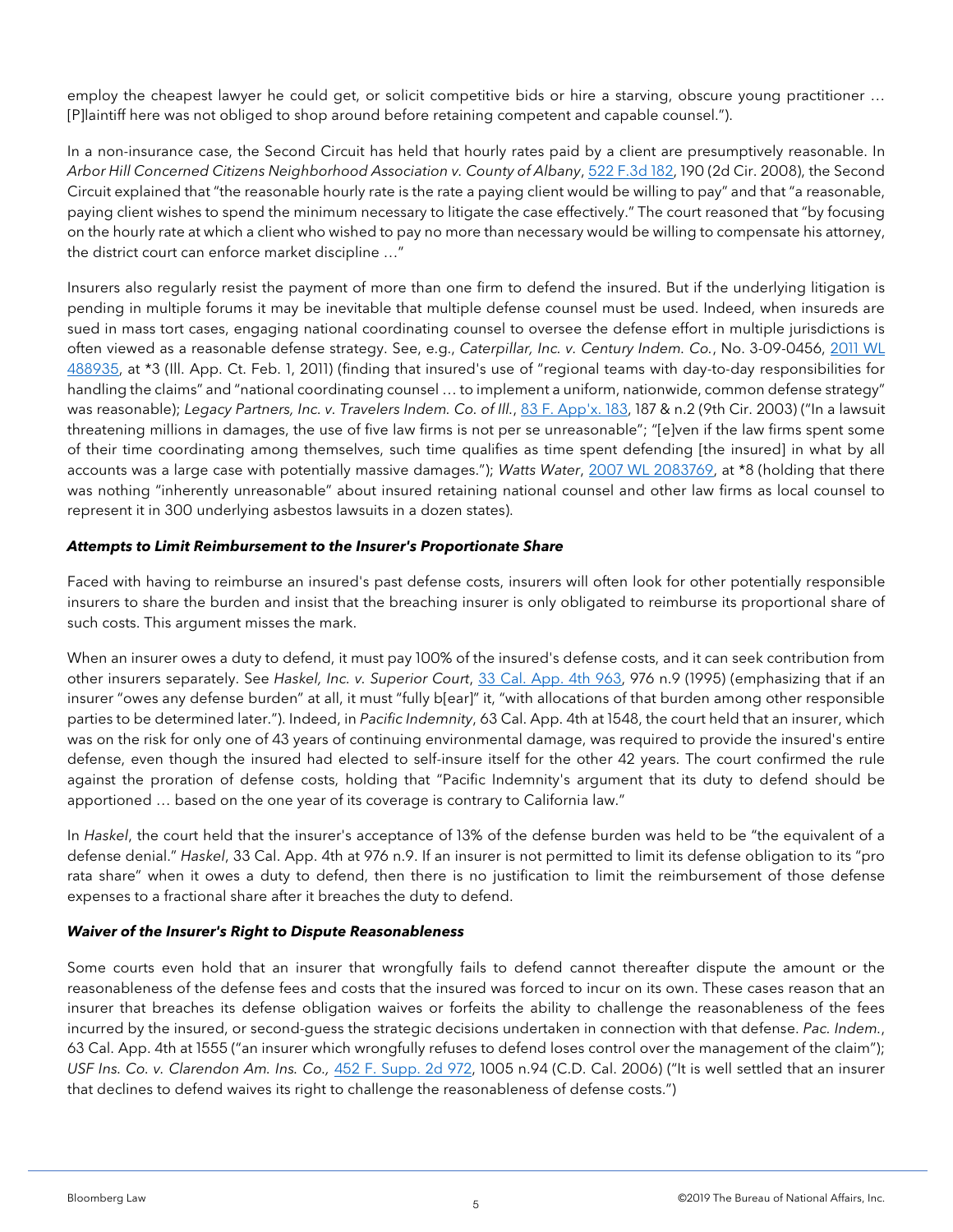employ the cheapest lawyer he could get, or solicit competitive bids or hire a starving, obscure young practitioner … [P]laintiff here was not obliged to shop around before retaining competent and capable counsel.").

In a non-insurance case, the Second Circuit has held that hourly rates paid by a client are presumptively reasonable. In *Arbor Hill Concerned Citizens Neighborhood Association v. County of Albany*, 522 F.3d 182, 190 (2d Cir. 2008), the Second Circuit explained that "the reasonable hourly rate is the rate a paying client would be willing to pay" and that "a reasonable, paying client wishes to spend the minimum necessary to litigate the case effectively." The court reasoned that "by focusing on the hourly rate at which a client who wished to pay no more than necessary would be willing to compensate his attorney, the district court can enforce market discipline …"

Insurers also regularly resist the payment of more than one firm to defend the insured. But if the underlying litigation is pending in multiple forums it may be inevitable that multiple defense counsel must be used. Indeed, when insureds are sued in mass tort cases, engaging national coordinating counsel to oversee the defense effort in multiple jurisdictions is often viewed as a reasonable defense strategy. See, e.g., *Caterpillar, Inc. v. Century Indem. Co.*, No. 3-09-0456, 2011 WL 488935, at *3 (Ill. App. Ct. Feb. 1, 2011) (finding that insured's use of "regional teams with day-to-day responsibilities for handling the claims" and "national coordinating counsel … to implement a uniform, nationwide, common defense strategy" was reasonable); *Legacy Partners, Inc. v. Travelers Indem. Co. of Ill.*, 83 F. App'x. 183, 187 & n.2 (9th Cir. 2003) ("In a lawsuit threatening millions in damages, the use of five law firms is not per se unreasonable"; "[e]ven if the law firms spent some of their time coordinating among themselves, such time qualifies as time spent defending [the insured] in what by all accounts was a large case with potentially massive damages."); *Watts Water*, 2007 WL 2083769, at *8 (holding that there was nothing "inherently unreasonable" about insured retaining national counsel and other law firms as local counsel to represent it in 300 underlying asbestos lawsuits in a dozen states).

***Attempts to Limit Reimbursement to the Insurer's Proportionate Share***

Faced with having to reimburse an insured's past defense costs, insurers will often look for other potentially responsible insurers to share the burden and insist that the breaching insurer is only obligated to reimburse its proportional share of such costs. This argument misses the mark.

When an insurer owes a duty to defend, it must pay 100% of the insured's defense costs, and it can seek contribution from other insurers separately. See *Haskel, Inc. v. Superior Court*, 33 Cal. App. 4th 963, 976 n.9 (1995) (emphasizing that if an insurer "owes any defense burden" at all, it must "fully b[ear]" it, "with allocations of that burden among other responsible parties to be determined later."). Indeed, in *Pacific Indemnity*, 63 Cal. App. 4th at 1548, the court held that an insurer, which was on the risk for only one of 43 years of continuing environmental damage, was required to provide the insured's entire defense, even though the insured had elected to self-insure itself for the other 42 years. The court confirmed the rule against the proration of defense costs, holding that "Pacific Indemnity's argument that its duty to defend should be apportioned … based on the one year of its coverage is contrary to California law."

In *Haskel*, the court held that the insurer's acceptance of 13% of the defense burden was held to be "the equivalent of a defense denial." *Haskel*, 33 Cal. App. 4th at 976 n.9. If an insurer is not permitted to limit its defense obligation to its "pro rata share" when it owes a duty to defend, then there is no justification to limit the reimbursement of those defense expenses to a fractional share after it breaches the duty to defend.

***Waiver of the Insurer's Right to Dispute Reasonableness***

Some courts even hold that an insurer that wrongfully fails to defend cannot thereafter dispute the amount or the reasonableness of the defense fees and costs that the insured was forced to incur on its own. These cases reason that an insurer that breaches its defense obligation waives or forfeits the ability to challenge the reasonableness of the fees incurred by the insured, or second-guess the strategic decisions undertaken in connection with that defense. *Pac. Indem.*, 63 Cal. App. 4th at 1555 ("an insurer which wrongfully refuses to defend loses control over the management of the claim"); *USF Ins. Co. v. Clarendon Am. Ins. Co.,* 452 F. Supp. 2d 972, 1005 n.94 (C.D. Cal. 2006) ("It is well settled that an insurer that declines to defend waives its right to challenge the reasonableness of defense costs.")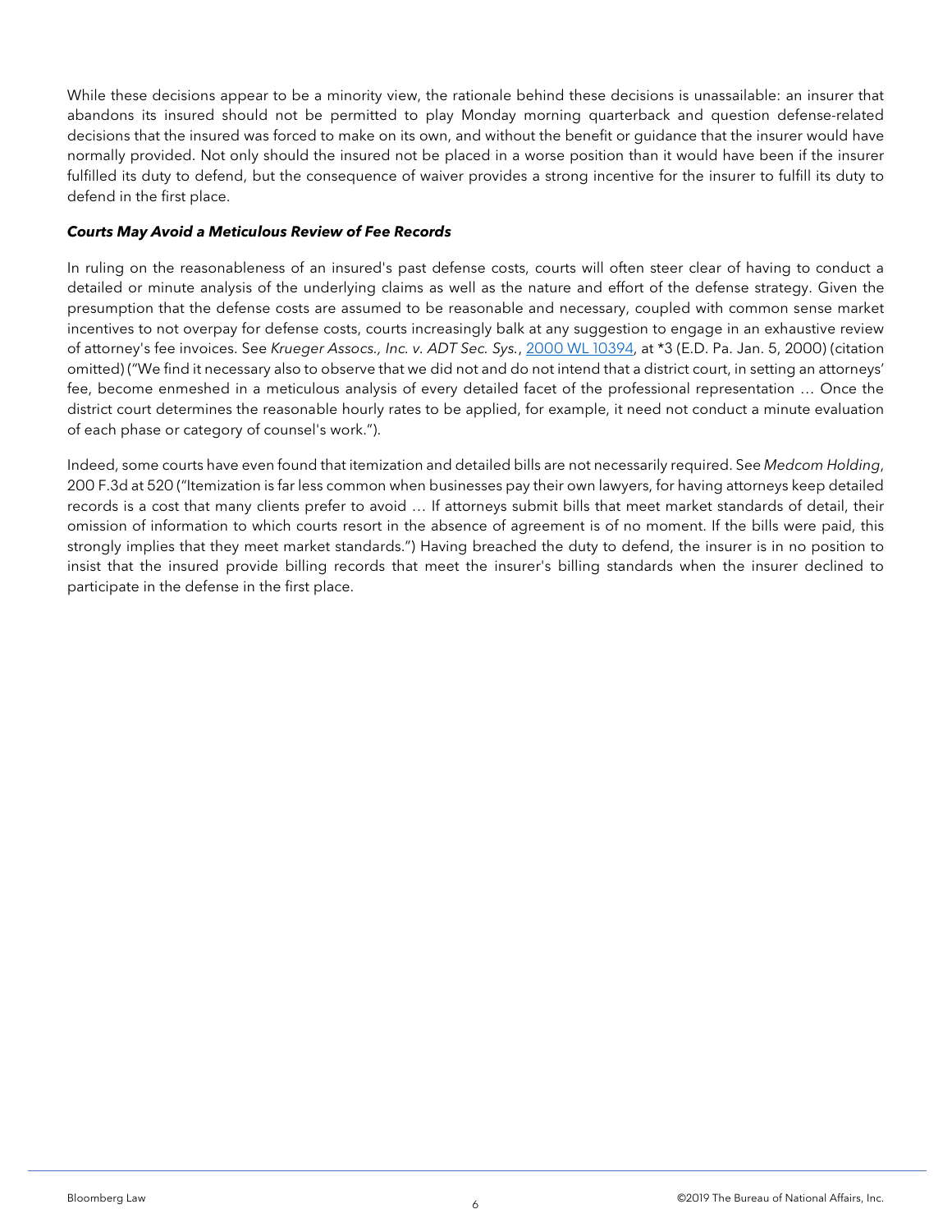While these decisions appear to be a minority view, the rationale behind these decisions is unassailable: an insurer that abandons its insured should not be permitted to play Monday morning quarterback and question defense-related decisions that the insured was forced to make on its own, and without the benefit or guidance that the insurer would have normally provided. Not only should the insured not be placed in a worse position than it would have been if the insurer fulfilled its duty to defend, but the consequence of waiver provides a strong incentive for the insurer to fulfill its duty to defend in the first place.

***Courts May Avoid a Meticulous Review of Fee Records***

In ruling on the reasonableness of an insured's past defense costs, courts will often steer clear of having to conduct a detailed or minute analysis of the underlying claims as well as the nature and effort of the defense strategy. Given the presumption that the defense costs are assumed to be reasonable and necessary, coupled with common sense market incentives to not overpay for defense costs, courts increasingly balk at any suggestion to engage in an exhaustive review of attorney's fee invoices. See *Krueger Assocs., Inc. v. ADT Sec. Sys.*, 2000 WL 10394, at *3 (E.D. Pa. Jan. 5, 2000) (citation omitted) ("We find it necessary also to observe that we did not and do not intend that a district court, in setting an attorneys' fee, become enmeshed in a meticulous analysis of every detailed facet of the professional representation … Once the district court determines the reasonable hourly rates to be applied, for example, it need not conduct a minute evaluation of each phase or category of counsel's work.").

Indeed, some courts have even found that itemization and detailed bills are not necessarily required. See *Medcom Holding*, 200 F.3d at 520 ("Itemization is far less common when businesses pay their own lawyers, for having attorneys keep detailed records is a cost that many clients prefer to avoid … If attorneys submit bills that meet market standards of detail, their omission of information to which courts resort in the absence of agreement is of no moment. If the bills were paid, this strongly implies that they meet market standards.") Having breached the duty to defend, the insurer is in no position to insist that the insured provide billing records that meet the insurer's billing standards when the insurer declined to participate in the defense in the first place.